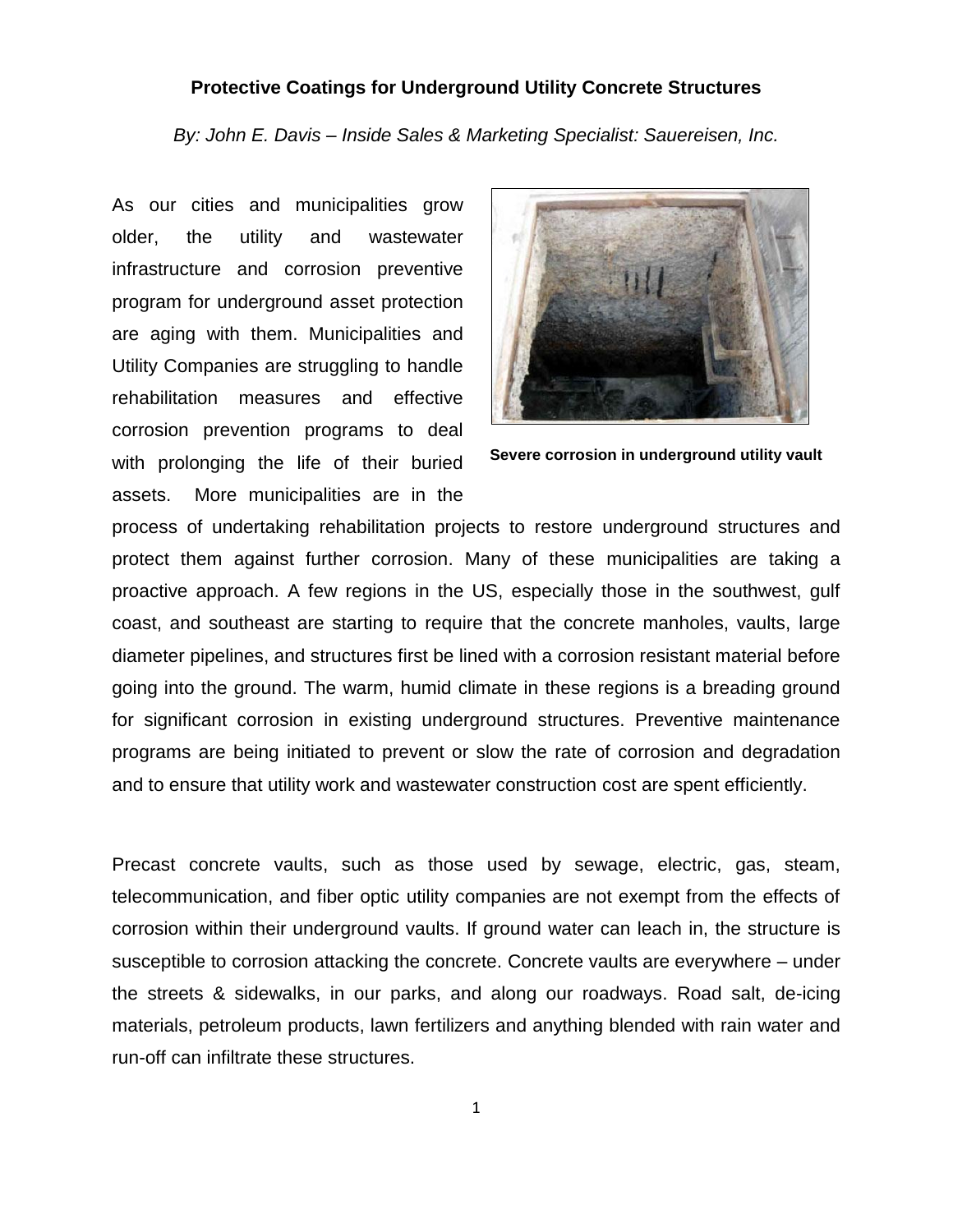# Protective Coatings for Underground Utility Concrete Structures

*By: John E. Davis – Inside Sales & Marketing Specialist: Sauereisen, Inc.*

Severe corrosion in underground utility vault

As our cities and municipalities grow older, the utility and wastewater infrastructure and corrosion preventive program for underground asset protection are aging with them. Municipalities and Utility Companies are struggling to handle rehabilitation measures and effective corrosion prevention programs to deal with prolonging the life of their buried assets. More municipalities are in the process of undertaking rehabilitation projects to restore underground structures and protect them against further corrosion. Many of these municipalities are taking a proactive approach. A few regions in the US, especially those in the southwest, gulf coast, and southeast are starting to require that the concrete manholes, vaults, large diameter pipelines, and structures first be lined with a corrosion resistant material before going into the ground. The warm, humid climate in these regions is a breading ground for significant corrosion in existing underground structures. Preventive maintenance programs are being initiated to prevent or slow the rate of corrosion and degradation and to ensure that utility work and wastewater construction cost are spent efficiently.

Precast concrete vaults, such as those used by sewage, electric, gas, steam, telecommunication, and fiber optic utility companies are not exempt from the effects of corrosion within their underground vaults. If ground water can leach in, the structure is susceptible to corrosion attacking the concrete. Concrete vaults are everywhere – under the streets & sidewalks, in our parks, and along our roadways. Road salt, de-icing materials, petroleum products, lawn fertilizers and anything blended with rain water and run-off can infiltrate these structures.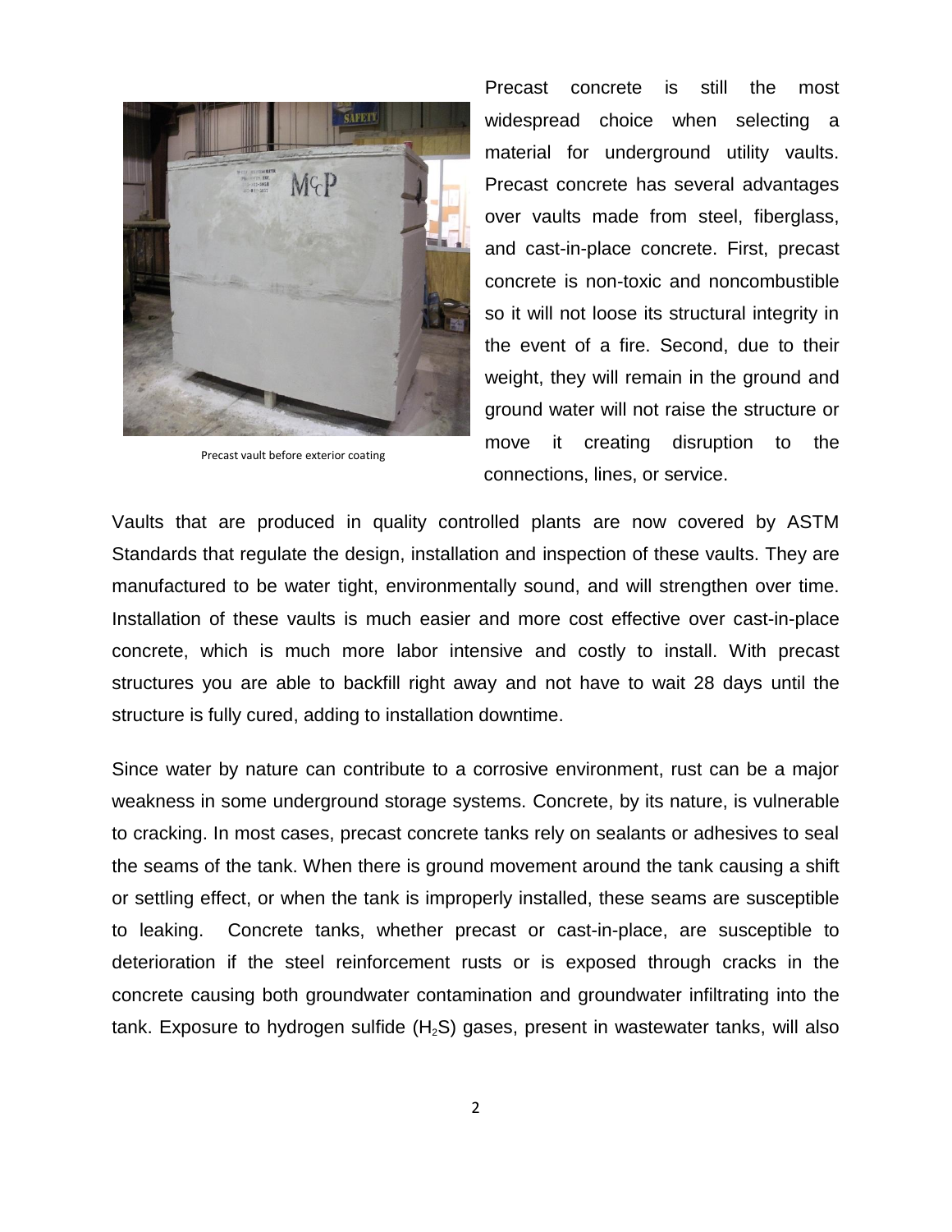Precast vault before exterior coating

Precast concrete is still the most widespread choice when selecting a material for underground utility vaults. Precast concrete has several advantages over vaults made from steel, fiberglass, and cast-in-place concrete. First, precast concrete is non-toxic and noncombustible so it will not loose its structural integrity in the event of a fire. Second, due to their weight, they will remain in the ground and ground water will not raise the structure or move it creating disruption to the connections, lines, or service.

Vaults that are produced in quality controlled plants are now covered by ASTM Standards that regulate the design, installation and inspection of these vaults. They are manufactured to be water tight, environmentally sound, and will strengthen over time. Installation of these vaults is much easier and more cost effective over cast-in-place concrete, which is much more labor intensive and costly to install. With precast structures you are able to backfill right away and not have to wait 28 days until the structure is fully cured, adding to installation downtime.

Since water by nature can contribute to a corrosive environment, rust can be a major weakness in some underground storage systems. Concrete, by its nature, is vulnerable to cracking. In most cases, precast concrete tanks rely on sealants or adhesives to seal the seams of the tank. When there is ground movement around the tank causing a shift or settling effect, or when the tank is improperly installed, these seams are susceptible to leaking. Concrete tanks, whether precast or cast-in-place, are susceptible to deterioration if the steel reinforcement rusts or is exposed through cracks in the concrete causing both groundwater contamination and groundwater infiltrating into the tank. Exposure to hydrogen sulfide ($H_2S$) gases, present in wastewater tanks, will also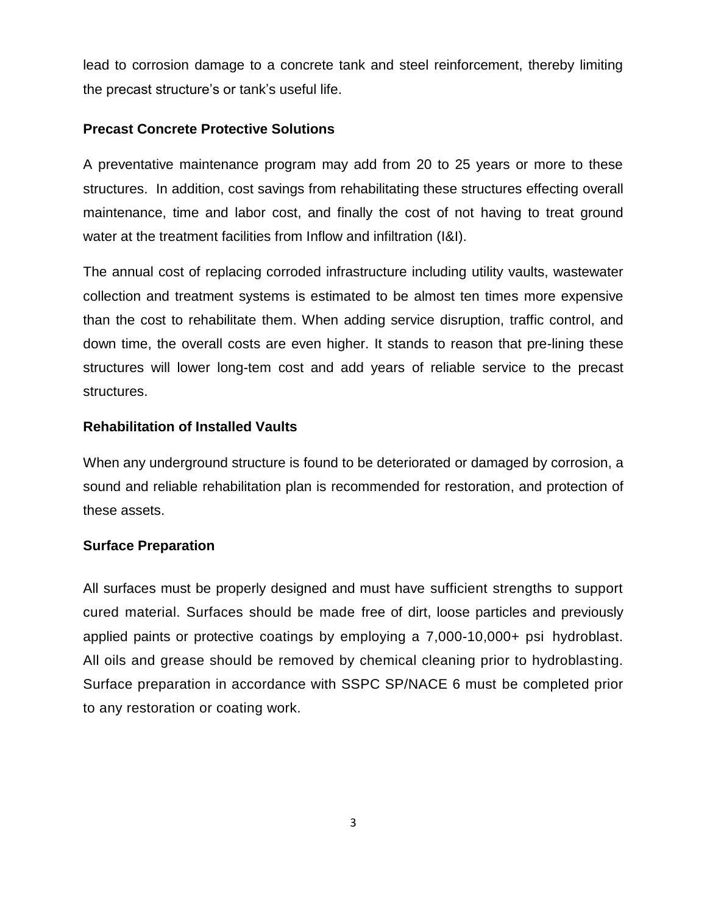lead to corrosion damage to a concrete tank and steel reinforcement, thereby limiting the precast structure's or tank's useful life.

**Precast Concrete Protective Solutions**

A preventative maintenance program may add from 20 to 25 years or more to these structures. In addition, cost savings from rehabilitating these structures effecting overall maintenance, time and labor cost, and finally the cost of not having to treat ground water at the treatment facilities from Inflow and infiltration (I&I).

The annual cost of replacing corroded infrastructure including utility vaults, wastewater collection and treatment systems is estimated to be almost ten times more expensive than the cost to rehabilitate them. When adding service disruption, traffic control, and down time, the overall costs are even higher. It stands to reason that pre-lining these structures will lower long-tem cost and add years of reliable service to the precast structures.

**Rehabilitation of Installed Vaults**

When any underground structure is found to be deteriorated or damaged by corrosion, a sound and reliable rehabilitation plan is recommended for restoration, and protection of these assets.

**Surface Preparation**

All surfaces must be properly designed and must have sufficient strengths to support cured material. Surfaces should be made free of dirt, loose particles and previously applied paints or protective coatings by employing a 7,000-10,000+ psi hydroblast. All oils and grease should be removed by chemical cleaning prior to hydroblasting. Surface preparation in accordance with SSPC SP/NACE 6 must be completed prior to any restoration or coating work.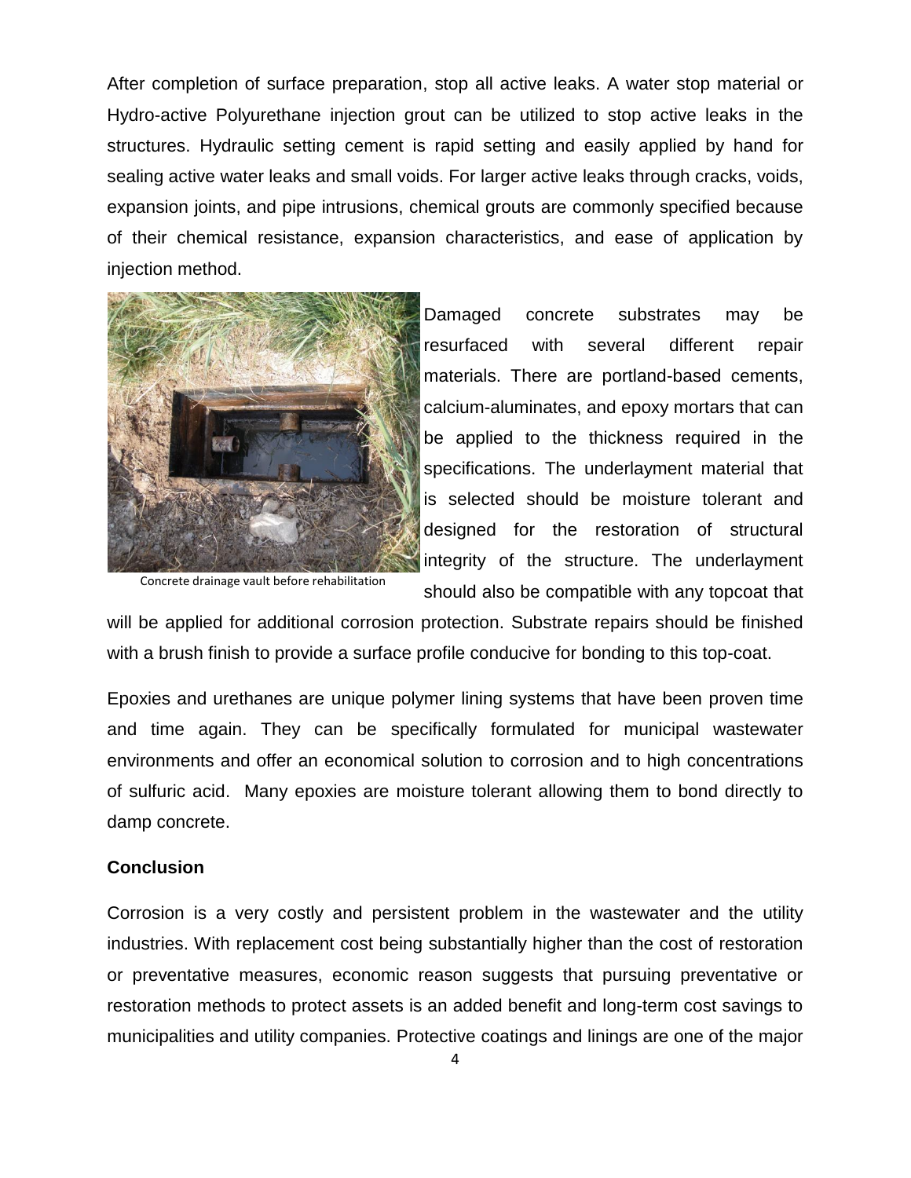After completion of surface preparation, stop all active leaks. A water stop material or Hydro-active Polyurethane injection grout can be utilized to stop active leaks in the structures. Hydraulic setting cement is rapid setting and easily applied by hand for sealing active water leaks and small voids. For larger active leaks through cracks, voids, expansion joints, and pipe intrusions, chemical grouts are commonly specified because of their chemical resistance, expansion characteristics, and ease of application by injection method.

Concrete drainage vault before rehabilitation

Damaged concrete substrates may be resurfaced with several different repair materials. There are portland-based cements, calcium-aluminates, and epoxy mortars that can be applied to the thickness required in the specifications. The underlayment material that is selected should be moisture tolerant and designed for the restoration of structural integrity of the structure. The underlayment should also be compatible with any topcoat that will be applied for additional corrosion protection. Substrate repairs should be finished with a brush finish to provide a surface profile conducive for bonding to this top-coat.

Epoxies and urethanes are unique polymer lining systems that have been proven time and time again. They can be specifically formulated for municipal wastewater environments and offer an economical solution to corrosion and to high concentrations of sulfuric acid. Many epoxies are moisture tolerant allowing them to bond directly to damp concrete.

## Conclusion

Corrosion is a very costly and persistent problem in the wastewater and the utility industries. With replacement cost being substantially higher than the cost of restoration or preventative measures, economic reason suggests that pursuing preventative or restoration methods to protect assets is an added benefit and long-term cost savings to municipalities and utility companies. Protective coatings and linings are one of the major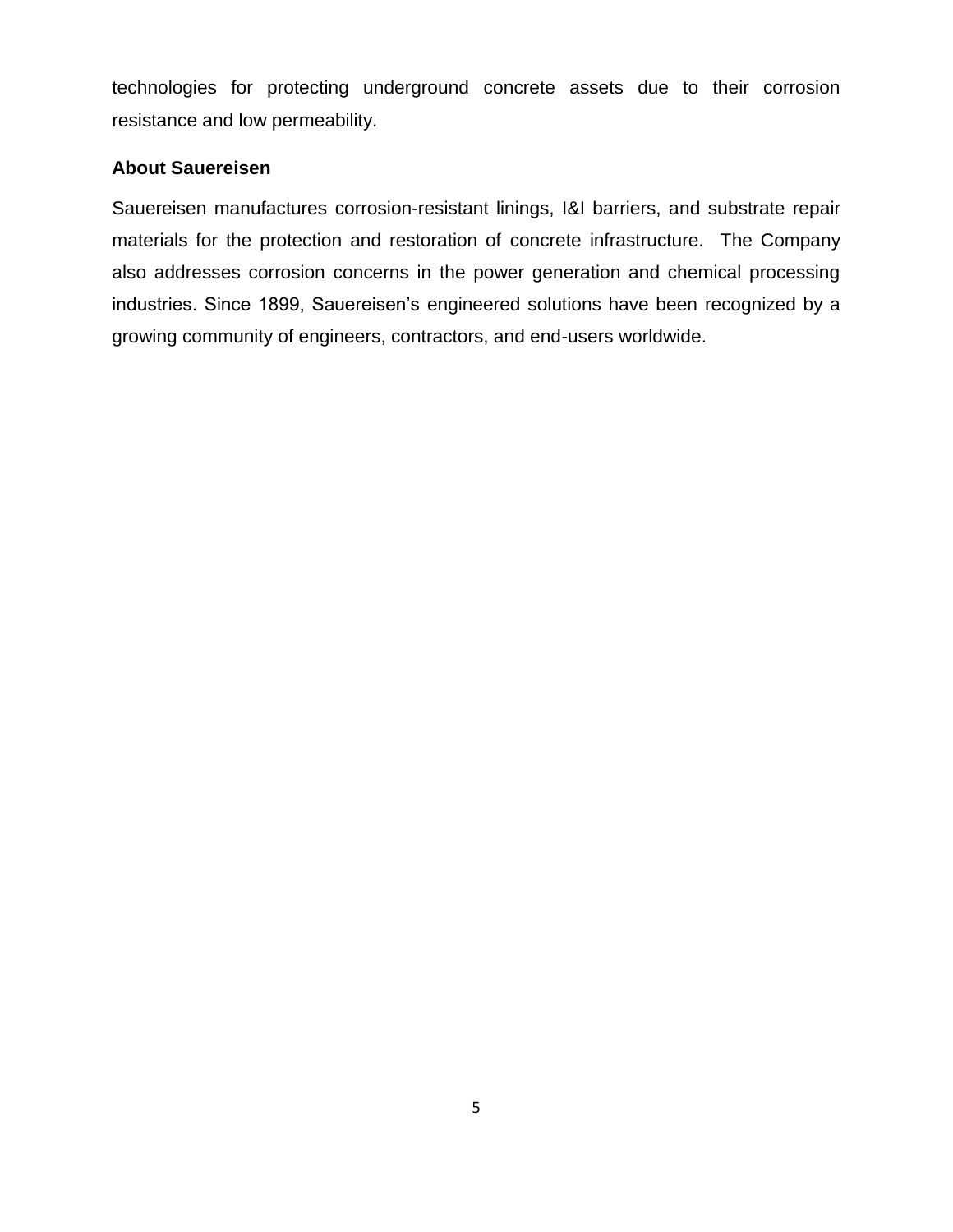technologies for protecting underground concrete assets due to their corrosion resistance and low permeability.

**About Sauereisen**

Sauereisen manufactures corrosion-resistant linings, I&I barriers, and substrate repair materials for the protection and restoration of concrete infrastructure. The Company also addresses corrosion concerns in the power generation and chemical processing industries. Since 1899, Sauereisen's engineered solutions have been recognized by a growing community of engineers, contractors, and end-users worldwide.